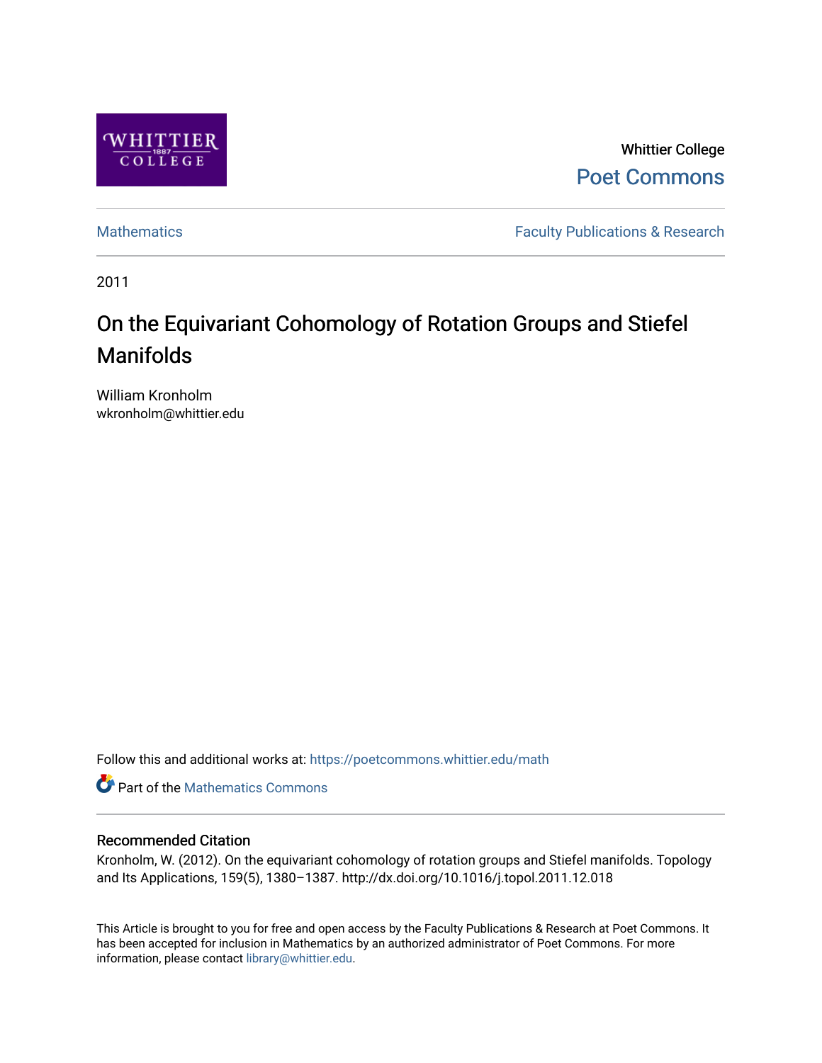Whittier College

Poet Commons

Mathematics

Faculty Publications & Research

2011

# On the Equivariant Cohomology of Rotation Groups and Stiefel Manifolds

William Kronholm
wkronholm@whittier.edu

Follow this and additional works at: https://poetcommons.whittier.edu/math

Part of the Mathematics Commons

## Recommended Citation

Kronholm, W. (2012). On the equivariant cohomology of rotation groups and Stiefel manifolds. Topology and Its Applications, 159(5), 1380–1387. http://dx.doi.org/10.1016/j.topol.2011.12.018

This Article is brought to you for free and open access by the Faculty Publications & Research at Poet Commons. It has been accepted for inclusion in Mathematics by an authorized administrator of Poet Commons. For more information, please contact library@whittier.edu.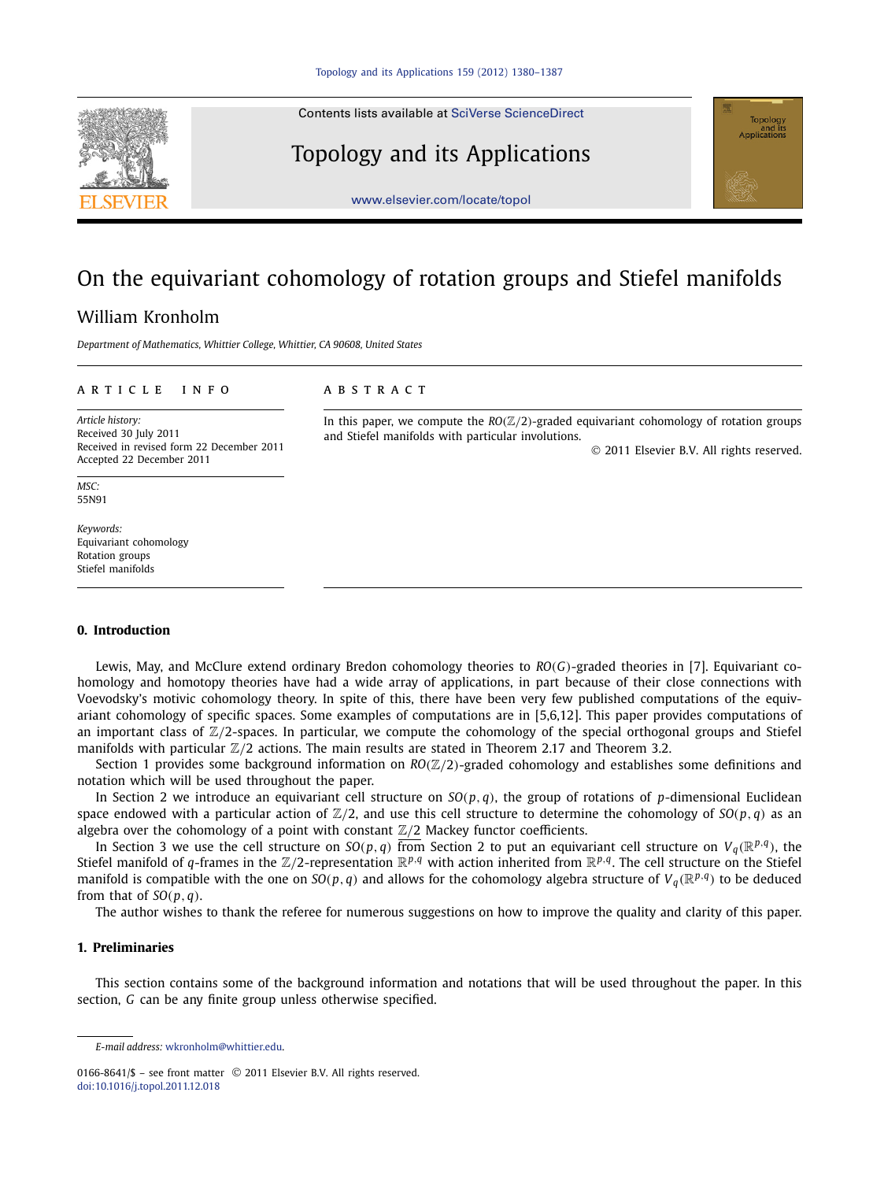# On the equivariant cohomology of rotation groups and Stiefel manifolds

William Kronholm

*Department of Mathematics, Whittier College, Whittier, CA 90608, United States*

ARTICLE INFO

*Article history:*
Received 30 July 2011
Received in revised form 22 December 2011
Accepted 22 December 2011

*MSC:*
55N91

*Keywords:*
Equivariant cohomology
Rotation groups
Stiefel manifolds

ABSTRACT

In this paper, we compute the $RO(\mathbb{Z}/2)$-graded equivariant cohomology of rotation groups and Stiefel manifolds with particular involutions.

© 2011 Elsevier B.V. All rights reserved.

## 0. Introduction

Lewis, May, and McClure extend ordinary Bredon cohomology theories to $RO(G)$-graded theories in [7]. Equivariant cohomology and homotopy theories have had a wide array of applications, in part because of their close connections with Voevodsky's motivic cohomology theory. In spite of this, there have been very few published computations of the equivariant cohomology of specific spaces. Some examples of computations are in [5,6,12]. This paper provides computations of an important class of $\mathbb{Z}/2$-spaces. In particular, we compute the cohomology of the special orthogonal groups and Stiefel manifolds with particular $\mathbb{Z}/2$ actions. The main results are stated in Theorem 2.17 and Theorem 3.2.

Section 1 provides some background information on $RO(\mathbb{Z}/2)$-graded cohomology and establishes some definitions and notation which will be used throughout the paper.

In Section 2 we introduce an equivariant cell structure on $SO(p,q)$, the group of rotations of $p$-dimensional Euclidean space endowed with a particular action of $\mathbb{Z}/2$, and use this cell structure to determine the cohomology of $SO(p,q)$ as an algebra over the cohomology of a point with constant $\underline{\mathbb{Z}/2}$ Mackey functor coefficients.

In Section 3 we use the cell structure on $SO(p,q)$ from Section 2 to put an equivariant cell structure on $V_q(\mathbb{R}^{p,q})$, the Stiefel manifold of $q$-frames in the $\mathbb{Z}/2$-representation $\mathbb{R}^{p,q}$ with action inherited from $\mathbb{R}^{p,q}$. The cell structure on the Stiefel manifold is compatible with the one on $SO(p,q)$ and allows for the cohomology algebra structure of $V_q(\mathbb{R}^{p,q})$ to be deduced from that of $SO(p,q)$.

The author wishes to thank the referee for numerous suggestions on how to improve the quality and clarity of this paper.

## 1. Preliminaries

This section contains some of the background information and notations that will be used throughout the paper. In this section, $G$ can be any finite group unless otherwise specified.

---

*E-mail address:* wkronholm@whittier.edu.

0166-8641/$ – see front matter © 2011 Elsevier B.V. All rights reserved.
doi:10.1016/j.topol.2011.12.018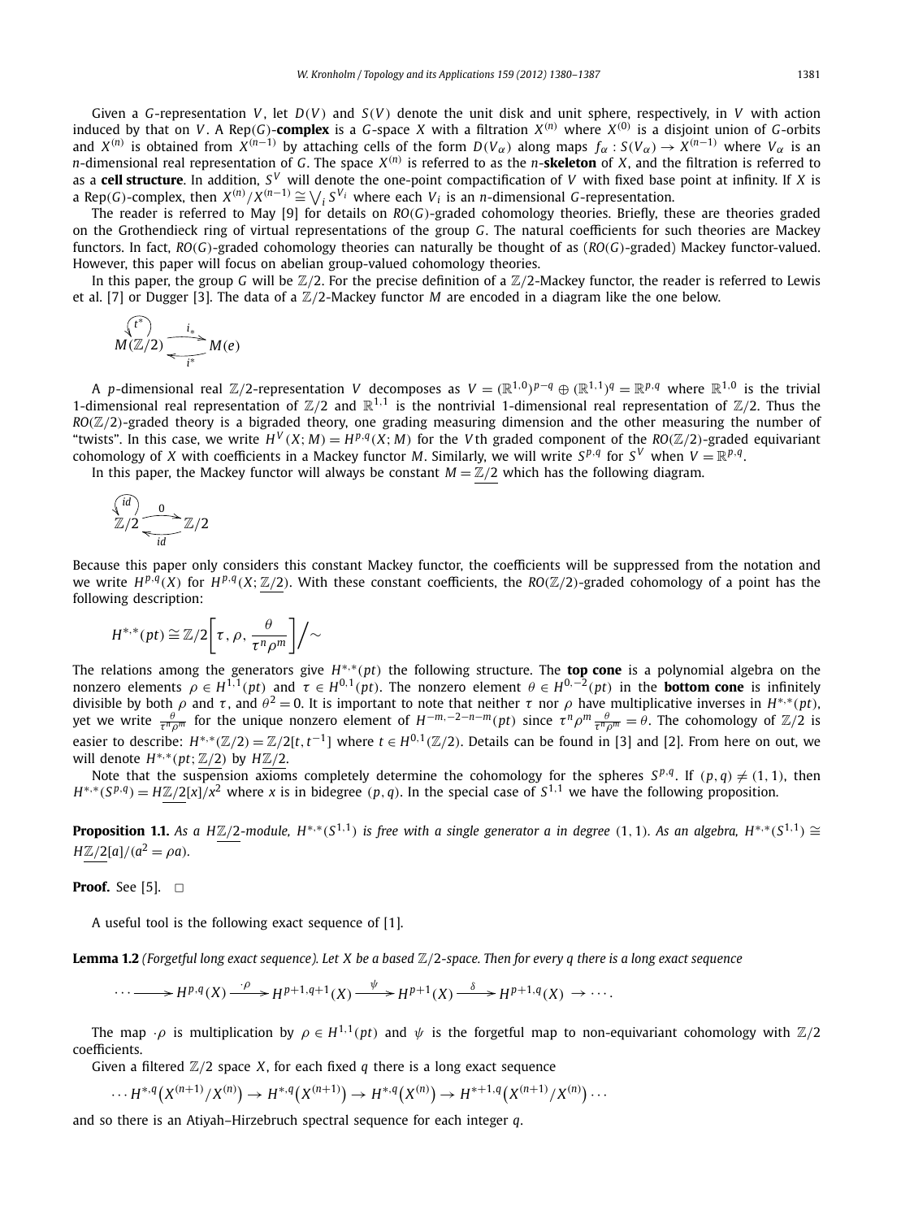Given a $G$-representation $V$, let $D(V)$ and $S(V)$ denote the unit disk and unit sphere, respectively, in $V$ with action induced by that on $V$. A Rep($G$)-**complex** is a $G$-space $X$ with a filtration $X^{(n)}$ where $X^{(0)}$ is a disjoint union of $G$-orbits and $X^{(n)}$ is obtained from $X^{(n-1)}$ by attaching cells of the form $D(V_\alpha)$ along maps $f_\alpha : S(V_\alpha) \to X^{(n-1)}$ where $V_\alpha$ is an $n$-dimensional real representation of $G$. The space $X^{(n)}$ is referred to as the $n$-**skeleton** of $X$, and the filtration is referred to as a **cell structure**. In addition, $S^V$ will denote the one-point compactification of $V$ with fixed base point at infinity. If $X$ is a Rep($G$)-complex, then $X^{(n)}/X^{(n-1)} \cong \bigvee_i S^{V_i}$ where each $V_i$ is an $n$-dimensional $G$-representation.

The reader is referred to May [9] for details on $RO(G)$-graded cohomology theories. Briefly, these are theories graded on the Grothendieck ring of virtual representations of the group $G$. The natural coefficients for such theories are Mackey functors. In fact, $RO(G)$-graded cohomology theories can naturally be thought of as ($RO(G)$-graded) Mackey functor-valued. However, this paper will focus on abelian group-valued cohomology theories.

In this paper, the group $G$ will be $\mathbb{Z}/2$. For the precise definition of a $\mathbb{Z}/2$-Mackey functor, the reader is referred to Lewis et al. [7] or Dugger [3]. The data of a $\mathbb{Z}/2$-Mackey functor $M$ are encoded in a diagram like the one below.

$$M(\mathbb{Z}/2) \underset{i^*}{\overset{i_*}{\rightleftarrows}} M(e) \qquad (t^* \text{ acting on } M(\mathbb{Z}/2))$$

A $p$-dimensional real $\mathbb{Z}/2$-representation $V$ decomposes as $V = (\mathbb{R}^{1,0})^{p-q} \oplus (\mathbb{R}^{1,1})^q = \mathbb{R}^{p,q}$ where $\mathbb{R}^{1,0}$ is the trivial 1-dimensional real representation of $\mathbb{Z}/2$ and $\mathbb{R}^{1,1}$ is the nontrivial 1-dimensional real representation of $\mathbb{Z}/2$. Thus the $RO(\mathbb{Z}/2)$-graded theory is a bigraded theory, one grading measuring dimension and the other measuring the number of "twists". In this case, we write $H^V(X; M) = H^{p,q}(X; M)$ for the $V$th graded component of the $RO(\mathbb{Z}/2)$-graded equivariant cohomology of $X$ with coefficients in a Mackey functor $M$. Similarly, we will write $S^{p,q}$ for $S^V$ when $V = \mathbb{R}^{p,q}$.

In this paper, the Mackey functor will always be constant $M = \underline{\mathbb{Z}/2}$ which has the following diagram.

$$\mathbb{Z}/2 \underset{id}{\overset{0}{\rightleftarrows}} \mathbb{Z}/2 \qquad (id \text{ acting on the left } \mathbb{Z}/2)$$

Because this paper only considers this constant Mackey functor, the coefficients will be suppressed from the notation and we write $H^{p,q}(X)$ for $H^{p,q}(X; \underline{\mathbb{Z}/2})$. With these constant coefficients, the $RO(\mathbb{Z}/2)$-graded cohomology of a point has the following description:

$$H^{*,*}(pt) \cong \mathbb{Z}/2\left[\tau, \rho, \frac{\theta}{\tau^n \rho^m}\right] \Big/ \sim$$

The relations among the generators give $H^{*,*}(pt)$ the following structure. The **top cone** is a polynomial algebra on the nonzero elements $\rho \in H^{1,1}(pt)$ and $\tau \in H^{0,1}(pt)$. The nonzero element $\theta \in H^{0,-2}(pt)$ in the **bottom cone** is infinitely divisible by both $\rho$ and $\tau$, and $\theta^2 = 0$. It is important to note that neither $\tau$ nor $\rho$ have multiplicative inverses in $H^{*,*}(pt)$, yet we write $\frac{\theta}{\tau^n \rho^m}$ for the unique nonzero element of $H^{-m,-2-n-m}(pt)$ since $\tau^n \rho^m \frac{\theta}{\tau^n \rho^m} = \theta$. The cohomology of $\mathbb{Z}/2$ is easier to describe: $H^{*,*}(\mathbb{Z}/2) = \mathbb{Z}/2[t, t^{-1}]$ where $t \in H^{0,1}(\mathbb{Z}/2)$. Details can be found in [3] and [2]. From here on out, we will denote $H^{*,*}(pt; \underline{\mathbb{Z}/2})$ by $H\underline{\mathbb{Z}/2}$.

Note that the suspension axioms completely determine the cohomology for the spheres $S^{p,q}$. If $(p,q) \neq (1,1)$, then $H^{*,*}(S^{p,q}) = H\underline{\mathbb{Z}/2}[x]/x^2$ where $x$ is in bidegree $(p,q)$. In the special case of $S^{1,1}$ we have the following proposition.

**Proposition 1.1.** *As a $H\underline{\mathbb{Z}/2}$-module, $H^{*,*}(S^{1,1})$ is free with a single generator $a$ in degree $(1,1)$. As an algebra, $H^{*,*}(S^{1,1}) \cong H\underline{\mathbb{Z}/2}[a]/(a^2 = \rho a)$.*

**Proof.** See [5]. $\square$

A useful tool is the following exact sequence of [1].

**Lemma 1.2** *(Forgetful long exact sequence). Let $X$ be a based $\mathbb{Z}/2$-space. Then for every $q$ there is a long exact sequence*

$$\cdots \longrightarrow H^{p,q}(X) \xrightarrow{\cdot \rho} H^{p+1,q+1}(X) \xrightarrow{\psi} H^{p+1}(X) \xrightarrow{\delta} H^{p+1,q}(X) \to \cdots.$$

The map $\cdot\rho$ is multiplication by $\rho \in H^{1,1}(pt)$ and $\psi$ is the forgetful map to non-equivariant cohomology with $\mathbb{Z}/2$ coefficients.

Given a filtered $\mathbb{Z}/2$ space $X$, for each fixed $q$ there is a long exact sequence

$$\cdots H^{*,q}\big(X^{(n+1)}/X^{(n)}\big) \to H^{*,q}\big(X^{(n+1)}\big) \to H^{*,q}\big(X^{(n)}\big) \to H^{*+1,q}\big(X^{(n+1)}/X^{(n)}\big) \cdots$$

and so there is an Atiyah–Hirzebruch spectral sequence for each integer $q$.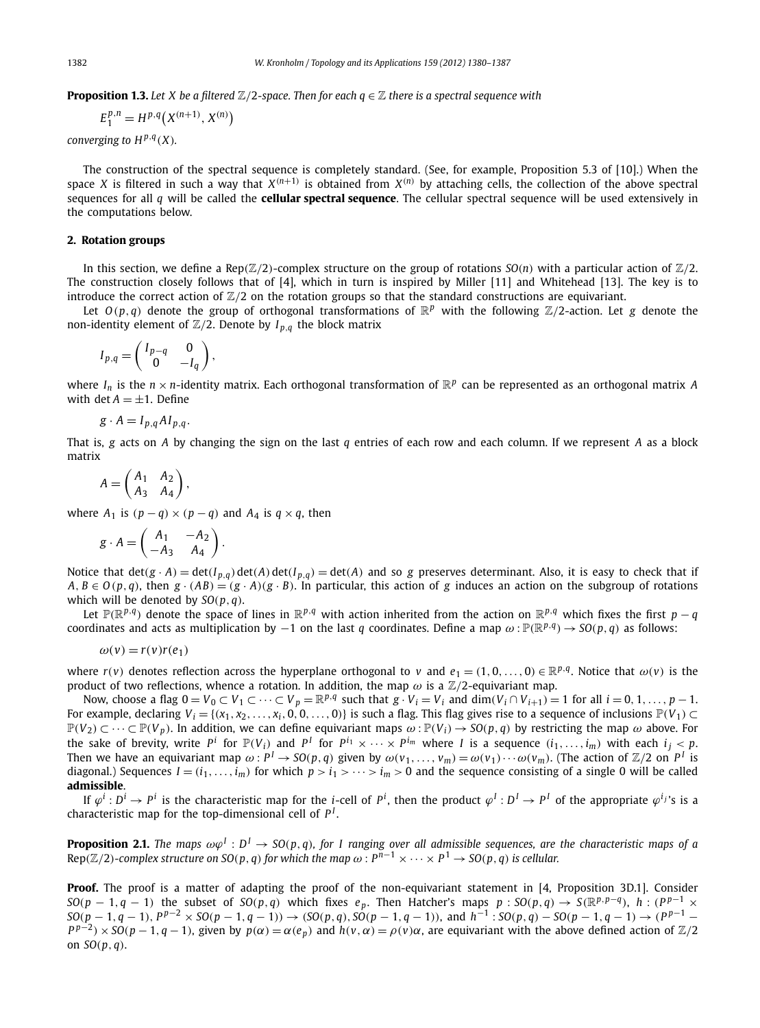**Proposition 1.3.** *Let $X$ be a filtered $\mathbb{Z}/2$-space. Then for each $q \in \mathbb{Z}$ there is a spectral sequence with*

$$E_1^{p,n} = H^{p,q}\big(X^{(n+1)}, X^{(n)}\big)$$

*converging to $H^{p,q}(X)$.*

The construction of the spectral sequence is completely standard. (See, for example, Proposition 5.3 of [10].) When the space $X$ is filtered in such a way that $X^{(n+1)}$ is obtained from $X^{(n)}$ by attaching cells, the collection of the above spectral sequences for all $q$ will be called the **cellular spectral sequence**. The cellular spectral sequence will be used extensively in the computations below.

## 2. Rotation groups

In this section, we define a $\operatorname{Rep}(\mathbb{Z}/2)$-complex structure on the group of rotations $SO(n)$ with a particular action of $\mathbb{Z}/2$. The construction closely follows that of [4], which in turn is inspired by Miller [11] and Whitehead [13]. The key is to introduce the correct action of $\mathbb{Z}/2$ on the rotation groups so that the standard constructions are equivariant.

Let $O(p,q)$ denote the group of orthogonal transformations of $\mathbb{R}^p$ with the following $\mathbb{Z}/2$-action. Let $g$ denote the non-identity element of $\mathbb{Z}/2$. Denote by $I_{p,q}$ the block matrix

$$I_{p,q} = \begin{pmatrix} I_{p-q} & 0 \\ 0 & -I_q \end{pmatrix},$$

where $I_n$ is the $n \times n$-identity matrix. Each orthogonal transformation of $\mathbb{R}^p$ can be represented as an orthogonal matrix $A$ with $\det A = \pm 1$. Define

$$g \cdot A = I_{p,q} A I_{p,q}.$$

That is, $g$ acts on $A$ by changing the sign on the last $q$ entries of each row and each column. If we represent $A$ as a block matrix

$$A = \begin{pmatrix} A_1 & A_2 \\ A_3 & A_4 \end{pmatrix},$$

where $A_1$ is $(p-q) \times (p-q)$ and $A_4$ is $q \times q$, then

$$g \cdot A = \begin{pmatrix} A_1 & -A_2 \\ -A_3 & A_4 \end{pmatrix}.$$

Notice that $\det(g \cdot A) = \det(I_{p,q}) \det(A) \det(I_{p,q}) = \det(A)$ and so $g$ preserves determinant. Also, it is easy to check that if $A, B \in O(p,q)$, then $g \cdot (AB) = (g \cdot A)(g \cdot B)$. In particular, this action of $g$ induces an action on the subgroup of rotations which will be denoted by $SO(p,q)$.

Let $\mathbb{P}(\mathbb{R}^{p,q})$ denote the space of lines in $\mathbb{R}^{p,q}$ with action inherited from the action on $\mathbb{R}^{p,q}$ which fixes the first $p-q$ coordinates and acts as multiplication by $-1$ on the last $q$ coordinates. Define a map $\omega : \mathbb{P}(\mathbb{R}^{p,q}) \to SO(p,q)$ as follows:

$$\omega(v) = r(v) r(e_1)$$

where $r(v)$ denotes reflection across the hyperplane orthogonal to $v$ and $e_1 = (1, 0, \ldots, 0) \in \mathbb{R}^{p,q}$. Notice that $\omega(v)$ is the product of two reflections, whence a rotation. In addition, the map $\omega$ is a $\mathbb{Z}/2$-equivariant map.

Now, choose a flag $0 = V_0 \subset V_1 \subset \cdots \subset V_p = \mathbb{R}^{p,q}$ such that $g \cdot V_i = V_i$ and $\dim(V_i \cap V_{i+1}) = 1$ for all $i = 0, 1, \ldots, p-1$. For example, declaring $V_i = \{(x_1, x_2, \ldots, x_i, 0, 0, \ldots, 0)\}$ is such a flag. This flag gives rise to a sequence of inclusions $\mathbb{P}(V_1) \subset \mathbb{P}(V_2) \subset \cdots \subset \mathbb{P}(V_p)$. In addition, we can define equivariant maps $\omega : \mathbb{P}(V_i) \to SO(p,q)$ by restricting the map $\omega$ above. For the sake of brevity, write $P^i$ for $\mathbb{P}(V_i)$ and $P^I$ for $P^{i_1} \times \cdots \times P^{i_m}$ where $I$ is a sequence $(i_1, \ldots, i_m)$ with each $i_j < p$. Then we have an equivariant map $\omega : P^I \to SO(p,q)$ given by $\omega(v_1, \ldots, v_m) = \omega(v_1) \cdots \omega(v_m)$. (The action of $\mathbb{Z}/2$ on $P^I$ is diagonal.) Sequences $I = (i_1, \ldots, i_m)$ for which $p > i_1 > \cdots > i_m > 0$ and the sequence consisting of a single 0 will be called **admissible**.

If $\varphi^i : D^i \to P^i$ is the characteristic map for the $i$-cell of $P^i$, then the product $\varphi^I : D^I \to P^I$ of the appropriate $\varphi^{i_j}$'s is a characteristic map for the top-dimensional cell of $P^I$.

**Proposition 2.1.** *The maps $\omega\varphi^I : D^I \to SO(p,q)$, for $I$ ranging over all admissible sequences, are the characteristic maps of a $\operatorname{Rep}(\mathbb{Z}/2)$-complex structure on $SO(p,q)$ for which the map $\omega : P^{n-1} \times \cdots \times P^1 \to SO(p,q)$ is cellular.*

**Proof.** The proof is a matter of adapting the proof of the non-equivariant statement in [4, Proposition 3D.1]. Consider $SO(p-1, q-1)$ the subset of $SO(p,q)$ which fixes $e_p$. Then Hatcher's maps $p : SO(p,q) \to S(\mathbb{R}^{p,p-q})$, $h : (P^{p-1} \times SO(p-1,q-1), P^{p-2} \times SO(p-1,q-1)) \to (SO(p,q), SO(p-1,q-1))$, and $h^{-1} : SO(p,q) - SO(p-1,q-1) \to (P^{p-1} - P^{p-2}) \times SO(p-1,q-1)$, given by $p(\alpha) = \alpha(e_p)$ and $h(v,\alpha) = \rho(v)\alpha$, are equivariant with the above defined action of $\mathbb{Z}/2$ on $SO(p,q)$.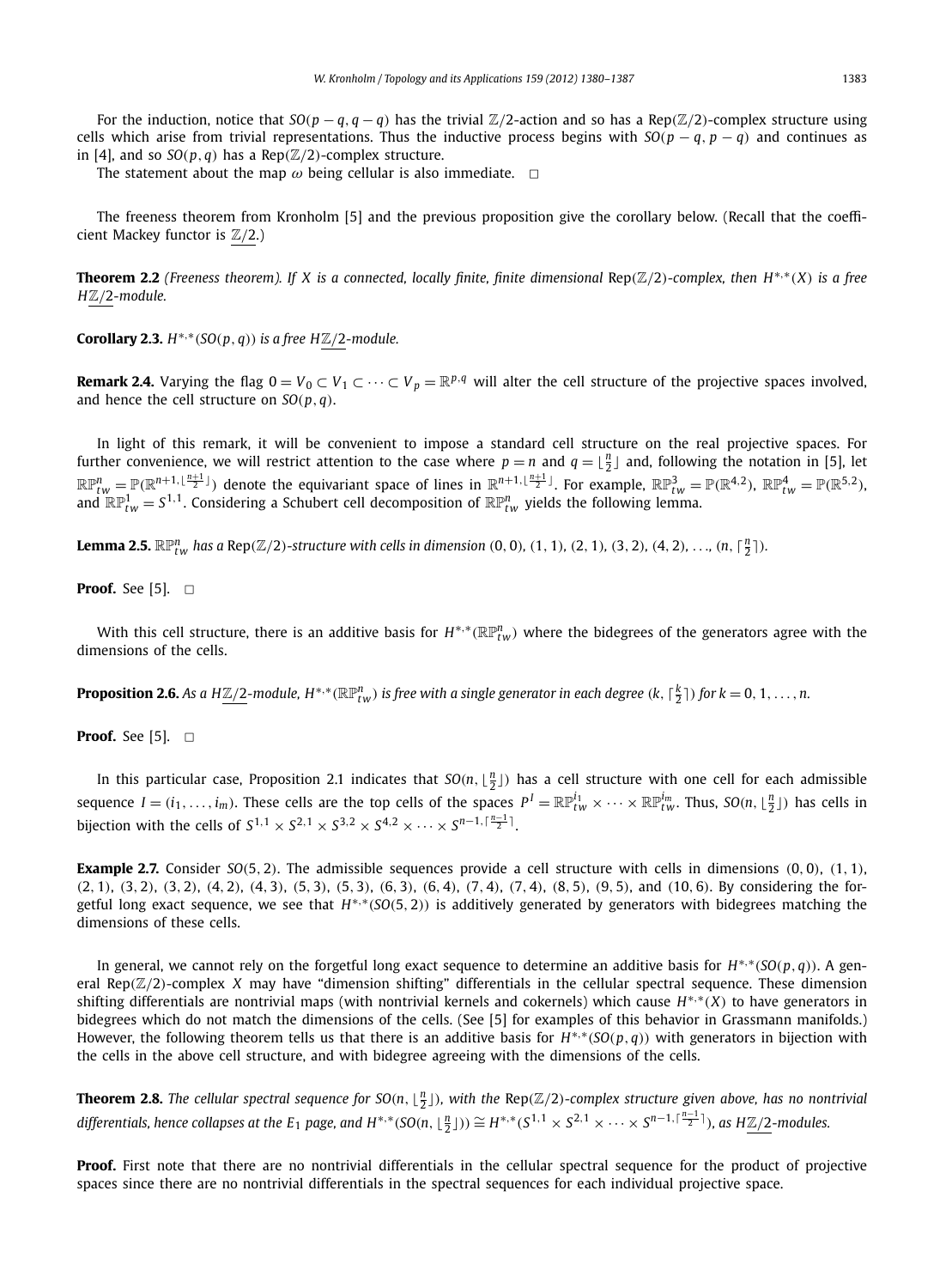For the induction, notice that $SO(p-q, q-q)$ has the trivial $\mathbb{Z}/2$-action and so has a $\mathrm{Rep}(\mathbb{Z}/2)$-complex structure using cells which arise from trivial representations. Thus the inductive process begins with $SO(p-q, p-q)$ and continues as in [4], and so $SO(p, q)$ has a $\mathrm{Rep}(\mathbb{Z}/2)$-complex structure.

The statement about the map $\omega$ being cellular is also immediate. $\square$

The freeness theorem from Kronholm [5] and the previous proposition give the corollary below. (Recall that the coefficient Mackey functor is $\underline{\mathbb{Z}/2}$.)

**Theorem 2.2** *(Freeness theorem). If $X$ is a connected, locally finite, finite dimensional $\mathrm{Rep}(\mathbb{Z}/2)$-complex, then $H^{*,*}(X)$ is a free $H\underline{\mathbb{Z}/2}$-module.*

**Corollary 2.3.** *$H^{*,*}(SO(p, q))$ is a free $H\underline{\mathbb{Z}/2}$-module.*

**Remark 2.4.** Varying the flag $0 = V_0 \subset V_1 \subset \cdots \subset V_p = \mathbb{R}^{p,q}$ will alter the cell structure of the projective spaces involved, and hence the cell structure on $SO(p, q)$.

In light of this remark, it will be convenient to impose a standard cell structure on the real projective spaces. For further convenience, we will restrict attention to the case where $p = n$ and $q = \lfloor \frac{n}{2} \rfloor$ and, following the notation in [5], let $\mathbb{RP}^n_{tw} = \mathbb{P}(\mathbb{R}^{n+1, \lfloor \frac{n+1}{2} \rfloor})$ denote the equivariant space of lines in $\mathbb{R}^{n+1, \lfloor \frac{n+1}{2} \rfloor}$. For example, $\mathbb{RP}^3_{tw} = \mathbb{P}(\mathbb{R}^{4,2})$, $\mathbb{RP}^4_{tw} = \mathbb{P}(\mathbb{R}^{5,2})$, and $\mathbb{RP}^1_{tw} = S^{1,1}$. Considering a Schubert cell decomposition of $\mathbb{RP}^n_{tw}$ yields the following lemma.

**Lemma 2.5.** *$\mathbb{RP}^n_{tw}$ has a $\mathrm{Rep}(\mathbb{Z}/2)$-structure with cells in dimension $(0, 0)$, $(1, 1)$, $(2, 1)$, $(3, 2)$, $(4, 2)$, $\ldots$, $(n, \lceil \frac{n}{2} \rceil)$.*

**Proof.** See [5]. $\square$

With this cell structure, there is an additive basis for $H^{*,*}(\mathbb{RP}^n_{tw})$ where the bidegrees of the generators agree with the dimensions of the cells.

**Proposition 2.6.** *As a $H\underline{\mathbb{Z}/2}$-module, $H^{*,*}(\mathbb{RP}^n_{tw})$ is free with a single generator in each degree $(k, \lceil \frac{k}{2} \rceil)$ for $k = 0, 1, \ldots, n$.*

**Proof.** See [5]. $\square$

In this particular case, Proposition 2.1 indicates that $SO(n, \lfloor \frac{n}{2} \rfloor)$ has a cell structure with one cell for each admissible sequence $I = (i_1, \ldots, i_m)$. These cells are the top cells of the spaces $P^I = \mathbb{RP}^{i_1}_{tw} \times \cdots \times \mathbb{RP}^{i_m}_{tw}$. Thus, $SO(n, \lfloor \frac{n}{2} \rfloor)$ has cells in bijection with the cells of $S^{1,1} \times S^{2,1} \times S^{3,2} \times S^{4,2} \times \cdots \times S^{n-1, \lceil \frac{n-1}{2} \rceil}$.

**Example 2.7.** Consider $SO(5, 2)$. The admissible sequences provide a cell structure with cells in dimensions $(0, 0)$, $(1, 1)$, $(2, 1)$, $(3, 2)$, $(3, 2)$, $(4, 2)$, $(4, 3)$, $(5, 3)$, $(5, 3)$, $(6, 3)$, $(6, 4)$, $(7, 4)$, $(7, 4)$, $(8, 5)$, $(9, 5)$, and $(10, 6)$. By considering the forgetful long exact sequence, we see that $H^{*,*}(SO(5, 2))$ is additively generated by generators with bidegrees matching the dimensions of these cells.

In general, we cannot rely on the forgetful long exact sequence to determine an additive basis for $H^{*,*}(SO(p, q))$. A general $\mathrm{Rep}(\mathbb{Z}/2)$-complex $X$ may have "dimension shifting" differentials in the cellular spectral sequence. These dimension shifting differentials are nontrivial maps (with nontrivial kernels and cokernels) which cause $H^{*,*}(X)$ to have generators in bidegrees which do not match the dimensions of the cells. (See [5] for examples of this behavior in Grassmann manifolds.) However, the following theorem tells us that there is an additive basis for $H^{*,*}(SO(p, q))$ with generators in bijection with the cells in the above cell structure, and with bidegree agreeing with the dimensions of the cells.

**Theorem 2.8.** *The cellular spectral sequence for $SO(n, \lfloor \frac{n}{2} \rfloor)$, with the $\mathrm{Rep}(\mathbb{Z}/2)$-complex structure given above, has no nontrivial differentials, hence collapses at the $E_1$ page, and $H^{*,*}(SO(n, \lfloor \frac{n}{2} \rfloor)) \cong H^{*,*}(S^{1,1} \times S^{2,1} \times \cdots \times S^{n-1, \lceil \frac{n-1}{2} \rceil})$, as $H\underline{\mathbb{Z}/2}$-modules.*

**Proof.** First note that there are no nontrivial differentials in the cellular spectral sequence for the product of projective spaces since there are no nontrivial differentials in the spectral sequences for each individual projective space.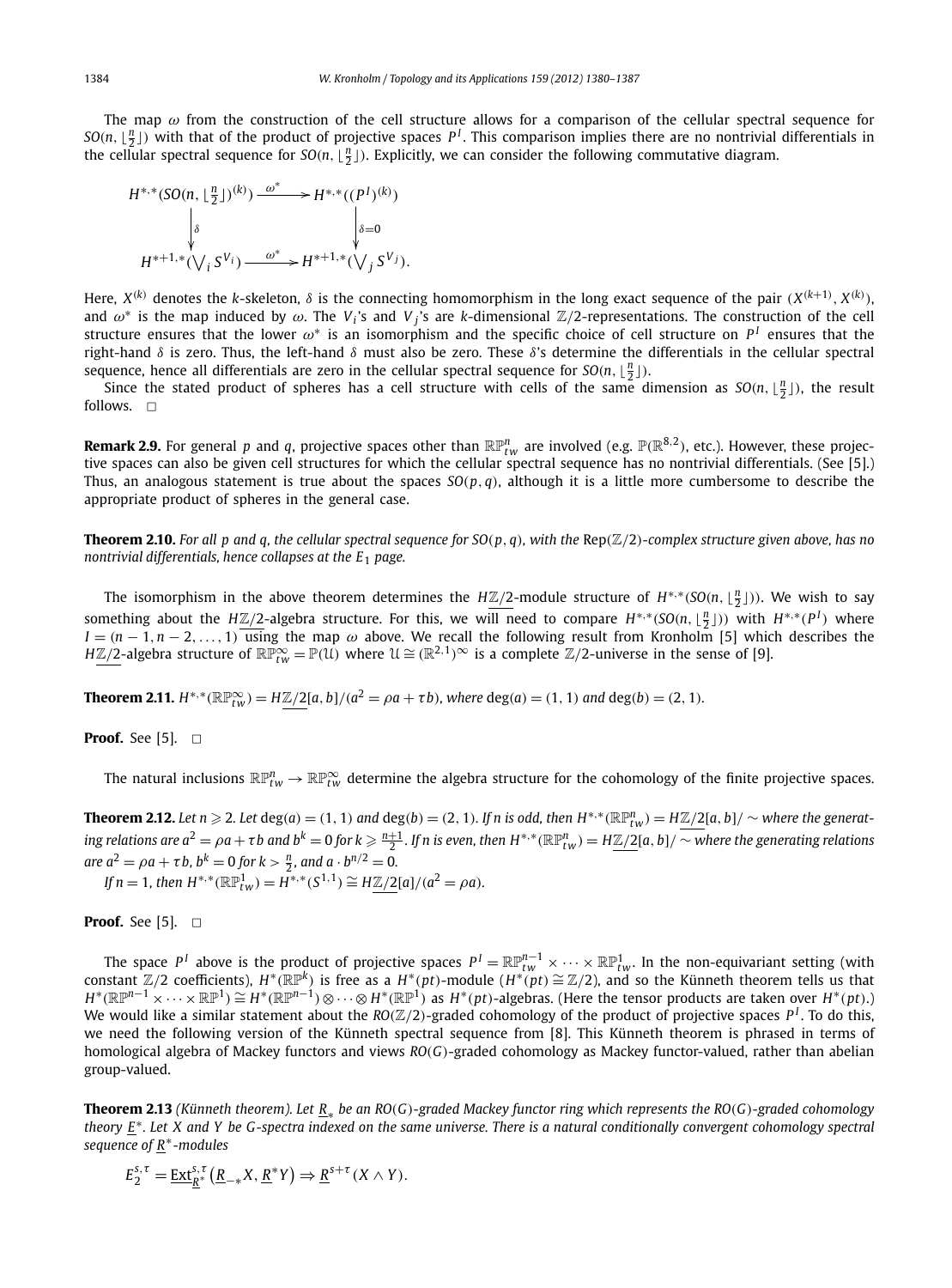The map $\omega$ from the construction of the cell structure allows for a comparison of the cellular spectral sequence for $SO(n, \lfloor \frac{n}{2} \rfloor)$ with that of the product of projective spaces $P^I$. This comparison implies there are no nontrivial differentials in the cellular spectral sequence for $SO(n, \lfloor \frac{n}{2} \rfloor)$. Explicitly, we can consider the following commutative diagram.

$$\begin{array}{ccc}
H^{*,*}(SO(n, \lfloor \frac{n}{2} \rfloor)^{(k)}) & \xrightarrow{\omega^*} & H^{*,*}((P^I)^{(k)}) \\
\downarrow{\delta} & & \downarrow{\delta=0} \\
H^{*+1,*}(\bigvee_i S^{V_i}) & \xrightarrow{\omega^*} & H^{*+1,*}(\bigvee_j S^{V_j}).
\end{array}$$

Here, $X^{(k)}$ denotes the $k$-skeleton, $\delta$ is the connecting homomorphism in the long exact sequence of the pair $(X^{(k+1)}, X^{(k)})$, and $\omega^*$ is the map induced by $\omega$. The $V_i$'s and $V_j$'s are $k$-dimensional $\mathbb{Z}/2$-representations. The construction of the cell structure ensures that the lower $\omega^*$ is an isomorphism and the specific choice of cell structure on $P^I$ ensures that the right-hand $\delta$ is zero. Thus, the left-hand $\delta$ must also be zero. These $\delta$'s determine the differentials in the cellular spectral sequence, hence all differentials are zero in the cellular spectral sequence for $SO(n, \lfloor \frac{n}{2} \rfloor)$.

Since the stated product of spheres has a cell structure with cells of the same dimension as $SO(n, \lfloor \frac{n}{2} \rfloor)$, the result follows. $\square$

**Remark 2.9.** For general $p$ and $q$, projective spaces other than $\mathbb{RP}^n_{tw}$ are involved (e.g. $\mathbb{P}(\mathbb{R}^{8,2})$, etc.). However, these projective spaces can also be given cell structures for which the cellular spectral sequence has no nontrivial differentials. (See [5].) Thus, an analogous statement is true about the spaces $SO(p, q)$, although it is a little more cumbersome to describe the appropriate product of spheres in the general case.

**Theorem 2.10.** *For all $p$ and $q$, the cellular spectral sequence for $SO(p, q)$, with the* $\mathrm{Rep}(\mathbb{Z}/2)$*-complex structure given above, has no nontrivial differentials, hence collapses at the $E_1$ page.*

The isomorphism in the above theorem determines the $H\underline{\mathbb{Z}/2}$-module structure of $H^{*,*}(SO(n, \lfloor \frac{n}{2} \rfloor))$. We wish to say something about the $H\underline{\mathbb{Z}/2}$-algebra structure. For this, we will need to compare $H^{*,*}(SO(n, \lfloor \frac{n}{2} \rfloor))$ with $H^{*,*}(P^I)$ where $I = (n-1, n-2, \dots, 1)$ using the map $\omega$ above. We recall the following result from Kronholm [5] which describes the $H\underline{\mathbb{Z}/2}$-algebra structure of $\mathbb{RP}^\infty_{tw} = \mathbb{P}(\mathcal{U})$ where $\mathcal{U} \cong (\mathbb{R}^{2,1})^\infty$ is a complete $\mathbb{Z}/2$-universe in the sense of [9].

**Theorem 2.11.** $H^{*,*}(\mathbb{RP}^\infty_{tw}) = H\underline{\mathbb{Z}/2}[a, b]/(a^2 = \rho a + \tau b)$*, where* $\deg(a) = (1, 1)$ *and* $\deg(b) = (2, 1)$.

**Proof.** See [5]. $\square$

The natural inclusions $\mathbb{RP}^n_{tw} \to \mathbb{RP}^\infty_{tw}$ determine the algebra structure for the cohomology of the finite projective spaces.

**Theorem 2.12.** *Let $n \geqslant 2$. Let $\deg(a) = (1, 1)$ and $\deg(b) = (2, 1)$. If $n$ is odd, then $H^{*,*}(\mathbb{RP}^n_{tw}) = H\underline{\mathbb{Z}/2}[a, b]/\sim$ where the generating relations are $a^2 = \rho a + \tau b$ and $b^k = 0$ for $k \geqslant \frac{n+1}{2}$. If $n$ is even, then $H^{*,*}(\mathbb{RP}^n_{tw}) = H\underline{\mathbb{Z}/2}[a, b]/\sim$ where the generating relations are $a^2 = \rho a + \tau b$, $b^k = 0$ for $k > \frac{n}{2}$, and $a \cdot b^{n/2} = 0$.*

*If $n = 1$, then $H^{*,*}(\mathbb{RP}^1_{tw}) = H^{*,*}(S^{1,1}) \cong H\underline{\mathbb{Z}/2}[a]/(a^2 = \rho a)$.*

**Proof.** See [5]. $\square$

The space $P^I$ above is the product of projective spaces $P^I = \mathbb{RP}^{n-1}_{tw} \times \cdots \times \mathbb{RP}^1_{tw}$. In the non-equivariant setting (with constant $\mathbb{Z}/2$ coefficients), $H^*(\mathbb{RP}^k)$ is free as a $H^*(pt)$-module ($H^*(pt) \cong \mathbb{Z}/2$), and so the Künneth theorem tells us that $H^*(\mathbb{RP}^{n-1} \times \cdots \times \mathbb{RP}^1) \cong H^*(\mathbb{RP}^{n-1}) \otimes \cdots \otimes H^*(\mathbb{RP}^1)$ as $H^*(pt)$-algebras. (Here the tensor products are taken over $H^*(pt)$.) We would like a similar statement about the $RO(\mathbb{Z}/2)$-graded cohomology of the product of projective spaces $P^I$. To do this, we need the following version of the Künneth spectral sequence from [8]. This Künneth theorem is phrased in terms of homological algebra of Mackey functors and views $RO(G)$-graded cohomology as Mackey functor-valued, rather than abelian group-valued.

**Theorem 2.13** *(Künneth theorem). Let $\underline{R}_*$ be an $RO(G)$-graded Mackey functor ring which represents the $RO(G)$-graded cohomology theory $\underline{E}^*$. Let $X$ and $Y$ be $G$-spectra indexed on the same universe. There is a natural conditionally convergent cohomology spectral sequence of $\underline{R}^*$-modules*

$$E_2^{s,\tau} = \underline{\mathrm{Ext}}^{s,\tau}_{\underline{R}^*}\left(\underline{R}_{-*}X, \underline{R}^*Y\right) \Rightarrow \underline{R}^{s+\tau}(X \wedge Y).$$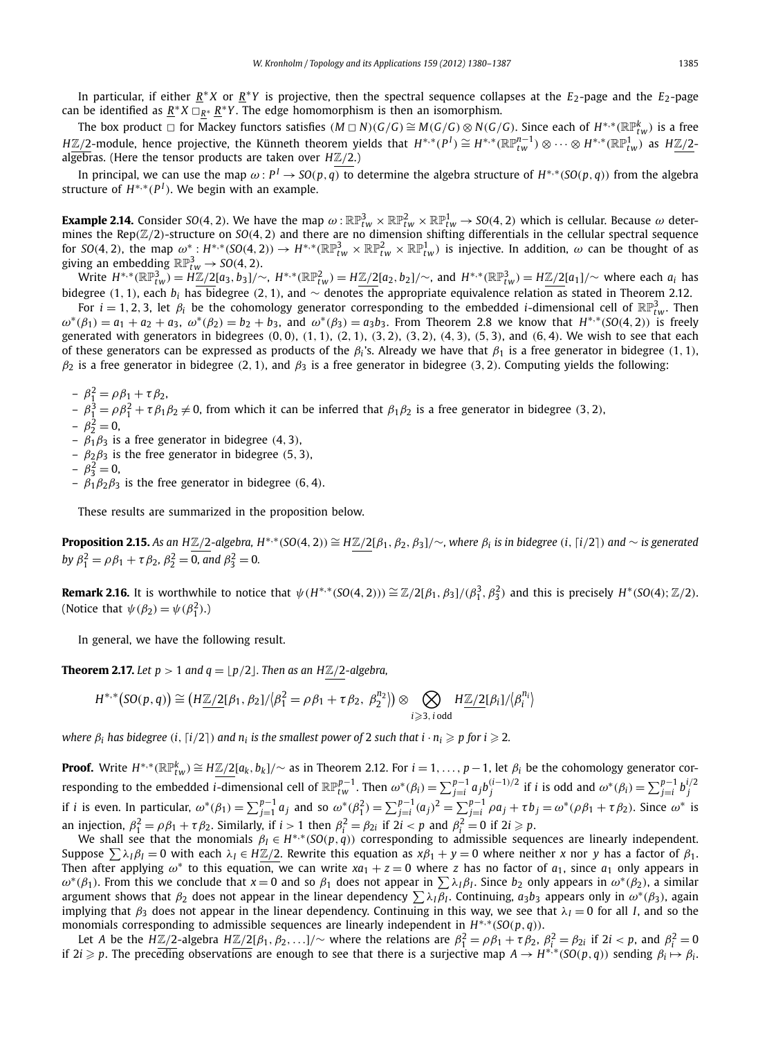In particular, if either $\underline{R}^*X$ or $\underline{R}^*Y$ is projective, then the spectral sequence collapses at the $E_2$-page and the $E_2$-page can be identified as $\underline{R}^*X \,\square_{\underline{R}^*}\, \underline{R}^*Y$. The edge homomorphism is then an isomorphism.

The box product $\square$ for Mackey functors satisfies $(M \,\square\, N)(G/G) \cong M(G/G) \otimes N(G/G)$. Since each of $H^{*,*}(\mathbb{RP}^k_{tw})$ is a free $H\underline{\mathbb{Z}/2}$-module, hence projective, the Künneth theorem yields that $H^{*,*}(P^I) \cong H^{*,*}(\mathbb{RP}^{n-1}_{tw}) \otimes \cdots \otimes H^{*,*}(\mathbb{RP}^1_{tw})$ as $H\underline{\mathbb{Z}/2}$-algebras. (Here the tensor products are taken over $H\underline{\mathbb{Z}/2}$.)

In principal, we can use the map $\omega : P^I \to SO(p,q)$ to determine the algebra structure of $H^{*,*}(SO(p,q))$ from the algebra structure of $H^{*,*}(P^I)$. We begin with an example.

**Example 2.14.** Consider $SO(4,2)$. We have the map $\omega : \mathbb{RP}^3_{tw} \times \mathbb{RP}^2_{tw} \times \mathbb{RP}^1_{tw} \to SO(4,2)$ which is cellular. Because $\omega$ determines the $\mathrm{Rep}(\mathbb{Z}/2)$-structure on $SO(4,2)$ and there are no dimension shifting differentials in the cellular spectral sequence for $SO(4,2)$, the map $\omega^* : H^{*,*}(SO(4,2)) \to H^{*,*}(\mathbb{RP}^3_{tw} \times \mathbb{RP}^2_{tw} \times \mathbb{RP}^1_{tw})$ is injective. In addition, $\omega$ can be thought of as giving an embedding $\mathbb{RP}^3_{tw} \to SO(4,2)$.

Write $H^{*,*}(\mathbb{RP}^3_{tw}) = H\underline{\mathbb{Z}/2}[a_3, b_3]/{\sim}$, $H^{*,*}(\mathbb{RP}^2_{tw}) = H\underline{\mathbb{Z}/2}[a_2, b_2]/{\sim}$, and $H^{*,*}(\mathbb{RP}^3_{tw}) = H\underline{\mathbb{Z}/2}[a_1]/{\sim}$ where each $a_i$ has bidegree $(1,1)$, each $b_i$ has bidegree $(2,1)$, and $\sim$ denotes the appropriate equivalence relation as stated in Theorem 2.12.

For $i = 1,2,3$, let $\beta_i$ be the cohomology generator corresponding to the embedded $i$-dimensional cell of $\mathbb{RP}^3_{tw}$. Then $\omega^*(\beta_1) = a_1 + a_2 + a_3$, $\omega^*(\beta_2) = b_2 + b_3$, and $\omega^*(\beta_3) = a_3 b_3$. From Theorem 2.8 we know that $H^{*,*}(SO(4,2))$ is freely generated with generators in bidegrees $(0,0)$, $(1,1)$, $(2,1)$, $(3,2)$, $(3,2)$, $(4,3)$, $(5,3)$, and $(6,4)$. We wish to see that each of these generators can be expressed as products of the $\beta_i$'s. Already we have that $\beta_1$ is a free generator in bidegree $(1,1)$, $\beta_2$ is a free generator in bidegree $(2,1)$, and $\beta_3$ is a free generator in bidegree $(3,2)$. Computing yields the following:

- $\beta_1^2 = \rho\beta_1 + \tau\beta_2$,
- $\beta_1^3 = \rho\beta_1^2 + \tau\beta_1\beta_2 \neq 0$, from which it can be inferred that $\beta_1\beta_2$ is a free generator in bidegree $(3,2)$,
- $\beta_2^2 = 0$,
- $\beta_1\beta_3$ is a free generator in bidegree $(4,3)$,
- $\beta_2\beta_3$ is the free generator in bidegree $(5,3)$,
- $\beta_3^2 = 0$,
- $\beta_1\beta_2\beta_3$ is the free generator in bidegree $(6,4)$.

These results are summarized in the proposition below.

**Proposition 2.15.** *As an $H\underline{\mathbb{Z}/2}$-algebra, $H^{*,*}(SO(4,2)) \cong H\underline{\mathbb{Z}/2}[\beta_1, \beta_2, \beta_3]/{\sim}$, where $\beta_i$ is in bidegree $(i, \lceil i/2 \rceil)$ and $\sim$ is generated by $\beta_1^2 = \rho\beta_1 + \tau\beta_2$, $\beta_2^2 = 0$, and $\beta_3^2 = 0$.*

**Remark 2.16.** It is worthwhile to notice that $\psi(H^{*,*}(SO(4,2))) \cong \mathbb{Z}/2[\beta_1, \beta_3]/(\beta_1^3, \beta_3^2)$ and this is precisely $H^*(SO(4); \mathbb{Z}/2)$. (Notice that $\psi(\beta_2) = \psi(\beta_1^2)$.)

In general, we have the following result.

**Theorem 2.17.** *Let $p > 1$ and $q = \lfloor p/2 \rfloor$. Then as an $H\underline{\mathbb{Z}/2}$-algebra,*

$$H^{*,*}\big(SO(p,q)\big) \cong \big(H\underline{\mathbb{Z}/2}[\beta_1, \beta_2]/\langle \beta_1^2 = \rho\beta_1 + \tau\beta_2,\ \beta_2^{n_2} \rangle\big) \otimes \bigotimes_{i \geqslant 3,\, i \text{ odd}} H\underline{\mathbb{Z}/2}[\beta_i]/\langle \beta_i^{n_i} \rangle$$

*where $\beta_i$ has bidegree $(i, \lceil i/2 \rceil)$ and $n_i$ is the smallest power of 2 such that $i \cdot n_i \geqslant p$ for $i \geqslant 2$.*

**Proof.** Write $H^{*,*}(\mathbb{RP}^k_{tw}) \cong H\underline{\mathbb{Z}/2}[a_k, b_k]/{\sim}$ as in Theorem 2.12. For $i = 1, \ldots, p-1$, let $\beta_i$ be the cohomology generator corresponding to the embedded $i$-dimensional cell of $\mathbb{RP}^{p-1}_{tw}$. Then $\omega^*(\beta_i) = \sum_{j=i}^{p-1} a_j b_j^{(i-1)/2}$ if $i$ is odd and $\omega^*(\beta_i) = \sum_{j=i}^{p-1} b_j^{i/2}$ if $i$ is even. In particular, $\omega^*(\beta_1) = \sum_{j=1}^{p-1} a_j$ and so $\omega^*(\beta_1^2) = \sum_{j=i}^{p-1} (a_j)^2 = \sum_{j=i}^{p-1} \rho a_j + \tau b_j = \omega^*(\rho\beta_1 + \tau\beta_2)$. Since $\omega^*$ is an injection, $\beta_1^2 = \rho\beta_1 + \tau\beta_2$. Similarly, if $i > 1$ then $\beta_i^2 = \beta_{2i}$ if $2i < p$ and $\beta_i^2 = 0$ if $2i \geqslant p$.

We shall see that the monomials $\beta_I \in H^{*,*}(SO(p,q))$ corresponding to admissible sequences are linearly independent. Suppose $\sum \lambda_I \beta_I = 0$ with each $\lambda_I \in H\underline{\mathbb{Z}/2}$. Rewrite this equation as $x\beta_1 + y = 0$ where neither $x$ nor $y$ has a factor of $\beta_1$. Then after applying $\omega^*$ to this equation, we can write $xa_1 + z = 0$ where $z$ has no factor of $a_1$, since $a_1$ only appears in $\omega^*(\beta_1)$. From this we conclude that $x = 0$ and so $\beta_1$ does not appear in $\sum \lambda_I \beta_I$. Since $b_2$ only appears in $\omega^*(\beta_2)$, a similar argument shows that $\beta_2$ does not appear in the linear dependency $\sum \lambda_I \beta_I$. Continuing, $a_3 b_3$ appears only in $\omega^*(\beta_3)$, again implying that $\beta_3$ does not appear in the linear dependency. Continuing in this way, we see that $\lambda_I = 0$ for all $I$, and so the monomials corresponding to admissible sequences are linearly independent in $H^{*,*}(SO(p,q))$.

Let $A$ be the $H\underline{\mathbb{Z}/2}$-algebra $H\underline{\mathbb{Z}/2}[\beta_1, \beta_2, \ldots]/{\sim}$ where the relations are $\beta_1^2 = \rho\beta_1 + \tau\beta_2$, $\beta_i^2 = \beta_{2i}$ if $2i < p$, and $\beta_i^2 = 0$ if $2i \geqslant p$. The preceding observations are enough to see that there is a surjective map $A \to H^{*,*}(SO(p,q))$ sending $\beta_i \mapsto \beta_i$.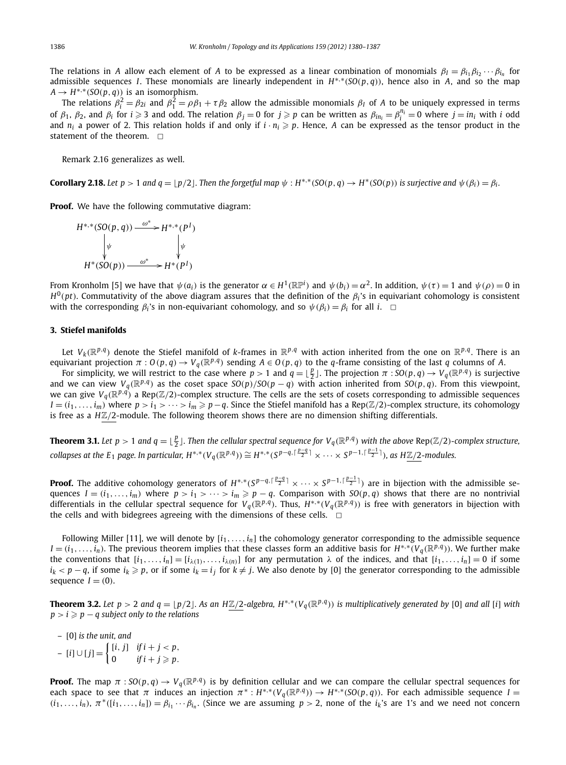The relations in $A$ allow each element of $A$ to be expressed as a linear combination of monomials $\beta_I = \beta_{i_1}\beta_{i_2}\cdots\beta_{i_n}$ for admissible sequences $I$. These monomials are linearly independent in $H^{*,*}(SO(p,q))$, hence also in $A$, and so the map $A \to H^{*,*}(SO(p,q))$ is an isomorphism.

The relations $\beta_i^2 = \beta_{2i}$ and $\beta_1^2 = \rho\beta_1 + \tau\beta_2$ allow the admissible monomials $\beta_I$ of $A$ to be uniquely expressed in terms of $\beta_1$, $\beta_2$, and $\beta_i$ for $i \geqslant 3$ and odd. The relation $\beta_j = 0$ for $j \geqslant p$ can be written as $\beta_{in_i} = \beta_i^{n_i} = 0$ where $j = in_i$ with $i$ odd and $n_i$ a power of 2. This relation holds if and only if $i \cdot n_i \geqslant p$. Hence, $A$ can be expressed as the tensor product in the statement of the theorem. $\square$

Remark 2.16 generalizes as well.

**Corollary 2.18.** *Let $p > 1$ and $q = \lfloor p/2 \rfloor$. Then the forgetful map $\psi : H^{*,*}(SO(p,q) \to H^*(SO(p))$ is surjective and $\psi(\beta_i) = \beta_i$.*

**Proof.** We have the following commutative diagram:

$$\begin{array}{ccc} H^{*,*}(SO(p,q)) & \xrightarrow{\omega^*} & H^{*,*}(P^I) \\ \downarrow{\scriptstyle\psi} & & \downarrow{\scriptstyle\psi} \\ H^*(SO(p)) & \xrightarrow{\omega^*} & H^*(P^I) \end{array}$$

From Kronholm [5] we have that $\psi(a_i)$ is the generator $\alpha \in H^1(\mathbb{RP}^i)$ and $\psi(b_i) = \alpha^2$. In addition, $\psi(\tau) = 1$ and $\psi(\rho) = 0$ in $H^0(pt)$. Commutativity of the above diagram assures that the definition of the $\beta_i$'s in equivariant cohomology is consistent with the corresponding $\beta_i$'s in non-equivariant cohomology, and so $\psi(\beta_i) = \beta_i$ for all $i$. $\square$

## 3. Stiefel manifolds

Let $V_k(\mathbb{R}^{p,q})$ denote the Stiefel manifold of $k$-frames in $\mathbb{R}^{p,q}$ with action inherited from the one on $\mathbb{R}^{p,q}$. There is an equivariant projection $\pi : O(p,q) \to V_q(\mathbb{R}^{p,q})$ sending $A \in O(p,q)$ to the $q$-frame consisting of the last $q$ columns of $A$.

For simplicity, we will restrict to the case where $p > 1$ and $q = \lfloor \frac{p}{2} \rfloor$. The projection $\pi : SO(p,q) \to V_q(\mathbb{R}^{p,q})$ is surjective and we can view $V_q(\mathbb{R}^{p,q})$ as the coset space $SO(p)/SO(p-q)$ with action inherited from $SO(p,q)$. From this viewpoint, we can give $V_q(\mathbb{R}^{p,q})$ a $\mathrm{Rep}(\mathbb{Z}/2)$-complex structure. The cells are the sets of cosets corresponding to admissible sequences $I = (i_1, \ldots, i_m)$ where $p > i_1 > \cdots > i_m \geqslant p-q$. Since the Stiefel manifold has a $\mathrm{Rep}(\mathbb{Z}/2)$-complex structure, its cohomology is free as a $H\underline{\mathbb{Z}/2}$-module. The following theorem shows there are no dimension shifting differentials.

**Theorem 3.1.** *Let $p > 1$ and $q = \lfloor \frac{p}{2} \rfloor$. Then the cellular spectral sequence for $V_q(\mathbb{R}^{p,q})$ with the above $\mathrm{Rep}(\mathbb{Z}/2)$-complex structure, collapses at the $E_1$ page. In particular, $H^{*,*}(V_q(\mathbb{R}^{p,q})) \cong H^{*,*}(S^{p-q,\lceil \frac{p-q}{2} \rceil} \times \cdots \times S^{p-1,\lceil \frac{p-1}{2} \rceil})$, as $H\underline{\mathbb{Z}/2}$-modules.*

**Proof.** The additive cohomology generators of $H^{*,*}(S^{p-q,\lceil \frac{p-q}{2} \rceil} \times \cdots \times S^{p-1,\lceil \frac{p-1}{2} \rceil})$ are in bijection with the admissible sequences $I = (i_1, \ldots, i_m)$ where $p > i_1 > \cdots > i_m \geqslant p-q$. Comparison with $SO(p,q)$ shows that there are no nontrivial differentials in the cellular spectral sequence for $V_q(\mathbb{R}^{p,q})$. Thus, $H^{*,*}(V_q(\mathbb{R}^{p,q}))$ is free with generators in bijection with the cells and with bidegrees agreeing with the dimensions of these cells. $\square$

Following Miller [11], we will denote by $[i_1, \ldots, i_n]$ the cohomology generator corresponding to the admissible sequence $I = (i_1, \ldots, i_n)$. The previous theorem implies that these classes form an additive basis for $H^{*,*}(V_q(\mathbb{R}^{p,q}))$. We further make the conventions that $[i_1, \ldots, i_n] = [i_{\lambda(1)}, \ldots, i_{\lambda(n)}]$ for any permutation $\lambda$ of the indices, and that $[i_1, \ldots, i_n] = 0$ if some $i_k < p-q$, if some $i_k \geqslant p$, or if some $i_k = i_j$ for $k \neq j$. We also denote by $[0]$ the generator corresponding to the admissible sequence $I = (0)$.

**Theorem 3.2.** *Let $p > 2$ and $q = \lfloor p/2 \rfloor$. As an $H\underline{\mathbb{Z}/2}$-algebra, $H^{*,*}(V_q(\mathbb{R}^{p,q}))$ is multiplicatively generated by $[0]$ and all $[i]$ with $p > i \geqslant p-q$ subject only to the relations*

- *$[0]$ is the unit, and*
- $[i] \cup [j] = \begin{cases} [i,j] & \text{if } i+j < p, \\ 0 & \text{if } i+j \geqslant p. \end{cases}$

**Proof.** The map $\pi : SO(p,q) \to V_q(\mathbb{R}^{p,q})$ is by definition cellular and we can compare the cellular spectral sequences for each space to see that $\pi$ induces an injection $\pi^* : H^{*,*}(V_q(\mathbb{R}^{p,q})) \to H^{*,*}(SO(p,q))$. For each admissible sequence $I = (i_1, \ldots, i_n)$, $\pi^*([i_1, \ldots, i_n]) = \beta_{i_1} \cdots \beta_{i_n}$. (Since we are assuming $p > 2$, none of the $i_k$'s are 1's and we need not concern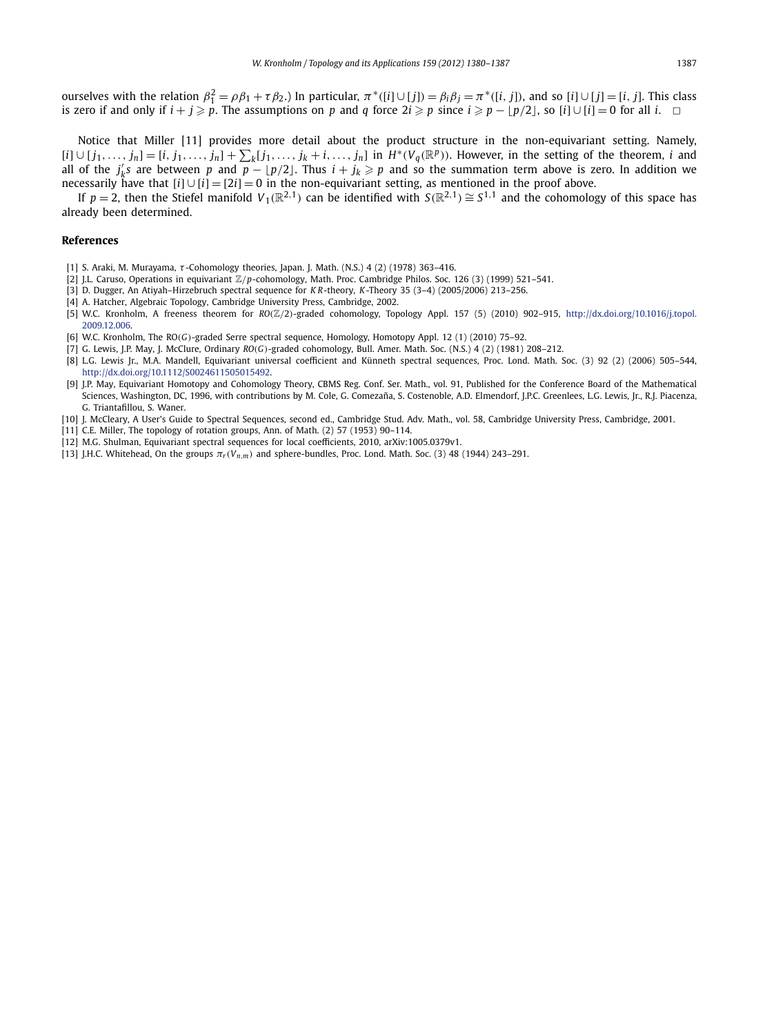ourselves with the relation $\beta_1^2 = \rho\beta_1 + \tau\beta_2$.) In particular, $\pi^*([i] \cup [j]) = \beta_i\beta_j = \pi^*([i, j])$, and so $[i] \cup [j] = [i, j]$. This class is zero if and only if $i + j \geqslant p$. The assumptions on $p$ and $q$ force $2i \geqslant p$ since $i \geqslant p - \lfloor p/2 \rfloor$, so $[i] \cup [i] = 0$ for all $i$. $\square$

Notice that Miller [11] provides more detail about the product structure in the non-equivariant setting. Namely, $[i] \cup [j_1, \ldots, j_n] = [i, j_1, \ldots, j_n] + \sum_k [j_1, \ldots, j_k + i, \ldots, j_n]$ in $H^*(V_q(\mathbb{R}^p))$. However, in the setting of the theorem, $i$ and all of the $j_k'$s are between $p$ and $p - \lfloor p/2 \rfloor$. Thus $i + j_k \geqslant p$ and so the summation term above is zero. In addition we necessarily have that $[i] \cup [i] = [2i] = 0$ in the non-equivariant setting, as mentioned in the proof above.

If $p = 2$, then the Stiefel manifold $V_1(\mathbb{R}^{2,1})$ can be identified with $S(\mathbb{R}^{2,1}) \cong S^{1,1}$ and the cohomology of this space has already been determined.

## References

[1] S. Araki, M. Murayama, $\tau$-Cohomology theories, Japan. J. Math. (N.S.) 4 (2) (1978) 363–416.

[2] J.L. Caruso, Operations in equivariant $\mathbb{Z}/p$-cohomology, Math. Proc. Cambridge Philos. Soc. 126 (3) (1999) 521–541.

[3] D. Dugger, An Atiyah–Hirzebruch spectral sequence for $KR$-theory, $K$-Theory 35 (3–4) (2005/2006) 213–256.

[4] A. Hatcher, Algebraic Topology, Cambridge University Press, Cambridge, 2002.

[5] W.C. Kronholm, A freeness theorem for $RO(\mathbb{Z}/2)$-graded cohomology, Topology Appl. 157 (5) (2010) 902–915, http://dx.doi.org/10.1016/j.topol.2009.12.006.

[6] W.C. Kronholm, The RO($G$)-graded Serre spectral sequence, Homology, Homotopy Appl. 12 (1) (2010) 75–92.

[7] G. Lewis, J.P. May, J. McClure, Ordinary $RO(G)$-graded cohomology, Bull. Amer. Math. Soc. (N.S.) 4 (2) (1981) 208–212.

[8] L.G. Lewis Jr., M.A. Mandell, Equivariant universal coefficient and Künneth spectral sequences, Proc. Lond. Math. Soc. (3) 92 (2) (2006) 505–544, http://dx.doi.org/10.1112/S0024611505015492.

[9] J.P. May, Equivariant Homotopy and Cohomology Theory, CBMS Reg. Conf. Ser. Math., vol. 91, Published for the Conference Board of the Mathematical Sciences, Washington, DC, 1996, with contributions by M. Cole, G. Comezaña, S. Costenoble, A.D. Elmendorf, J.P.C. Greenlees, L.G. Lewis, Jr., R.J. Piacenza, G. Triantafillou, S. Waner.

[10] J. McCleary, A User's Guide to Spectral Sequences, second ed., Cambridge Stud. Adv. Math., vol. 58, Cambridge University Press, Cambridge, 2001.

[11] C.E. Miller, The topology of rotation groups, Ann. of Math. (2) 57 (1953) 90–114.

[12] M.G. Shulman, Equivariant spectral sequences for local coefficients, 2010, arXiv:1005.0379v1.

[13] J.H.C. Whitehead, On the groups $\pi_r(V_{n,m})$ and sphere-bundles, Proc. Lond. Math. Soc. (3) 48 (1944) 243–291.